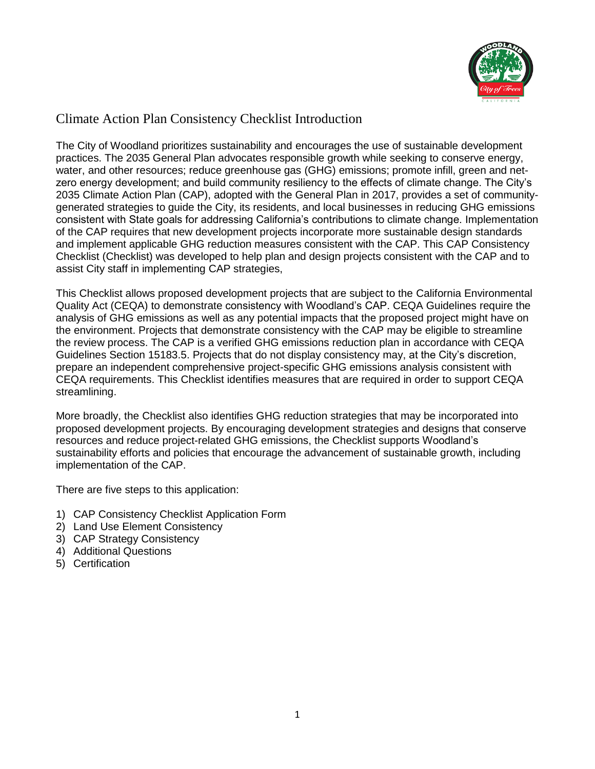# Climate Action Plan Consistency Checklist Introduction

The City of Woodland prioritizes sustainability and encourages the use of sustainable development practices. The 2035 General Plan advocates responsible growth while seeking to conserve energy, water, and other resources; reduce greenhouse gas (GHG) emissions; promote infill, green and net-zero energy development; and build community resiliency to the effects of climate change. The City's 2035 Climate Action Plan (CAP), adopted with the General Plan in 2017, provides a set of community-generated strategies to guide the City, its residents, and local businesses in reducing GHG emissions consistent with State goals for addressing California's contributions to climate change. Implementation of the CAP requires that new development projects incorporate more sustainable design standards and implement applicable GHG reduction measures consistent with the CAP. This CAP Consistency Checklist (Checklist) was developed to help plan and design projects consistent with the CAP and to assist City staff in implementing CAP strategies,

This Checklist allows proposed development projects that are subject to the California Environmental Quality Act (CEQA) to demonstrate consistency with Woodland's CAP. CEQA Guidelines require the analysis of GHG emissions as well as any potential impacts that the proposed project might have on the environment. Projects that demonstrate consistency with the CAP may be eligible to streamline the review process. The CAP is a verified GHG emissions reduction plan in accordance with CEQA Guidelines Section 15183.5. Projects that do not display consistency may, at the City's discretion, prepare an independent comprehensive project-specific GHG emissions analysis consistent with CEQA requirements. This Checklist identifies measures that are required in order to support CEQA streamlining.

More broadly, the Checklist also identifies GHG reduction strategies that may be incorporated into proposed development projects. By encouraging development strategies and designs that conserve resources and reduce project-related GHG emissions, the Checklist supports Woodland's sustainability efforts and policies that encourage the advancement of sustainable growth, including implementation of the CAP.

There are five steps to this application:

1) CAP Consistency Checklist Application Form
2) Land Use Element Consistency
3) CAP Strategy Consistency
4) Additional Questions
5) Certification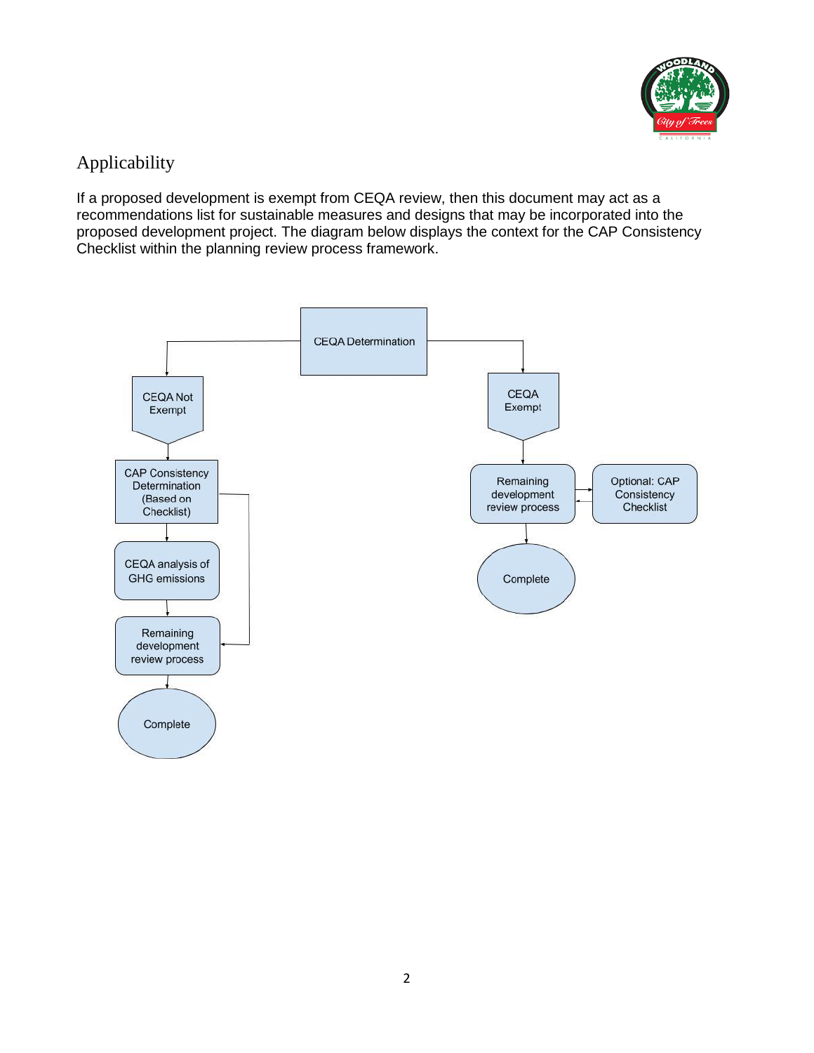## Applicability

If a proposed development is exempt from CEQA review, then this document may act as a recommendations list for sustainable measures and designs that may be incorporated into the proposed development project. The diagram below displays the context for the CAP Consistency Checklist within the planning review process framework.

CEQA Determination

CEQA Not Exempt

CAP Consistency Determination (Based on Checklist)

CEQA analysis of GHG emissions

Remaining development review process

Complete

CEQA Exempt

Remaining development review process

Optional: CAP Consistency Checklist

Complete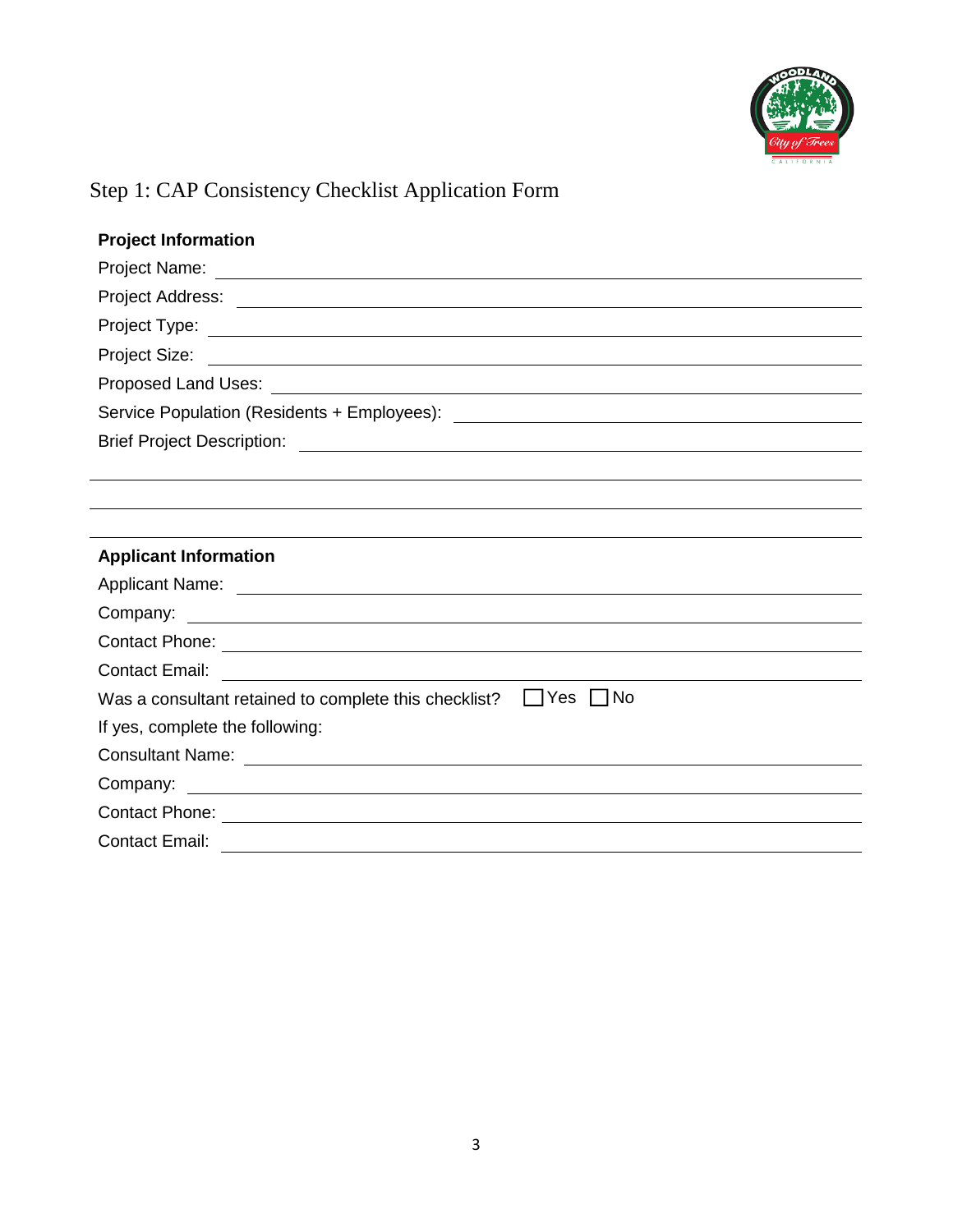# Step 1: CAP Consistency Checklist Application Form

**Project Information**

Project Name: ______________________________

Project Address: ______________________________

Project Type: ______________________________

Project Size: ______________________________

Proposed Land Uses: ______________________________

Service Population (Residents + Employees): ______________________________

Brief Project Description: ______________________________

______________________________

______________________________

______________________________

**Applicant Information**

Applicant Name: ______________________________

Company: ______________________________

Contact Phone: ______________________________

Contact Email: ______________________________

Was a consultant retained to complete this checklist? ☐ Yes ☐ No

If yes, complete the following:

Consultant Name: ______________________________

Company: ______________________________

Contact Phone: ______________________________

Contact Email: ______________________________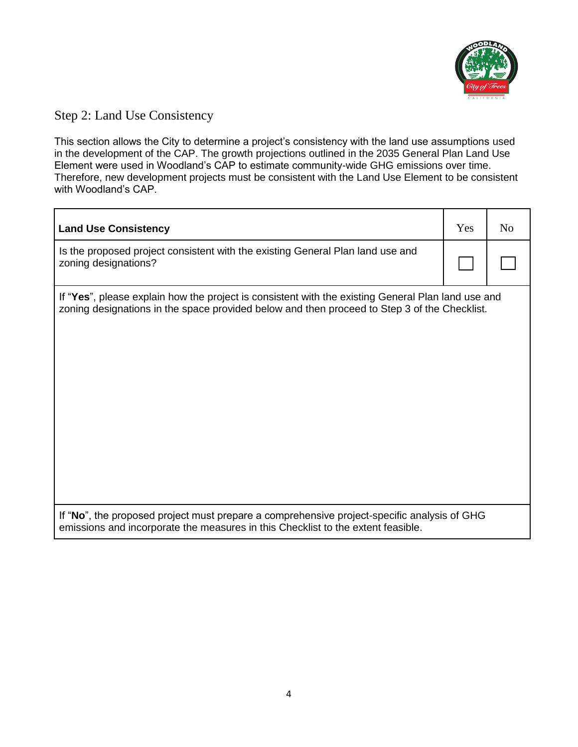## Step 2: Land Use Consistency

This section allows the City to determine a project's consistency with the land use assumptions used in the development of the CAP. The growth projections outlined in the 2035 General Plan Land Use Element were used in Woodland's CAP to estimate community-wide GHG emissions over time. Therefore, new development projects must be consistent with the Land Use Element to be consistent with Woodland's CAP.

| **Land Use Consistency** | Yes | No |
|---|---|---|
| Is the proposed project consistent with the existing General Plan land use and zoning designations? | ☐ | ☐ |
| If "**Yes**", please explain how the project is consistent with the existing General Plan land use and zoning designations in the space provided below and then proceed to Step 3 of the Checklist. | | |
| If "**No**", the proposed project must prepare a comprehensive project-specific analysis of GHG emissions and incorporate the measures in this Checklist to the extent feasible. | | |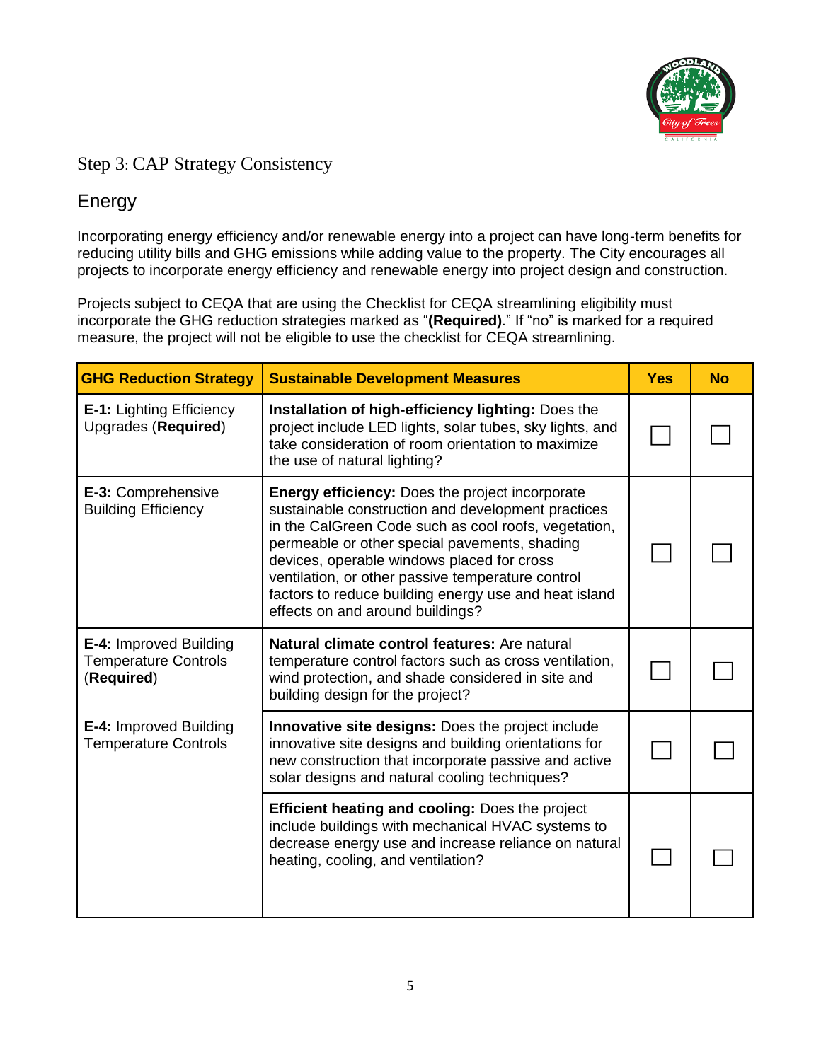## Step 3: CAP Strategy Consistency

### Energy

Incorporating energy efficiency and/or renewable energy into a project can have long-term benefits for reducing utility bills and GHG emissions while adding value to the property. The City encourages all projects to incorporate energy efficiency and renewable energy into project design and construction.

Projects subject to CEQA that are using the Checklist for CEQA streamlining eligibility must incorporate the GHG reduction strategies marked as "**(Required)**." If "no" is marked for a required measure, the project will not be eligible to use the checklist for CEQA streamlining.

| GHG Reduction Strategy | Sustainable Development Measures | Yes | No |
|---|---|---|---|
| **E-1:** Lighting Efficiency Upgrades (**Required**) | **Installation of high-efficiency lighting:** Does the project include LED lights, solar tubes, sky lights, and take consideration of room orientation to maximize the use of natural lighting? | ☐ | ☐ |
| **E-3:** Comprehensive Building Efficiency | **Energy efficiency:** Does the project incorporate sustainable construction and development practices in the CalGreen Code such as cool roofs, vegetation, permeable or other special pavements, shading devices, operable windows placed for cross ventilation, or other passive temperature control factors to reduce building energy use and heat island effects on and around buildings? | ☐ | ☐ |
| **E-4:** Improved Building Temperature Controls (**Required**) | **Natural climate control features:** Are natural temperature control factors such as cross ventilation, wind protection, and shade considered in site and building design for the project? | ☐ | ☐ |
| **E-4:** Improved Building Temperature Controls | **Innovative site designs:** Does the project include innovative site designs and building orientations for new construction that incorporate passive and active solar designs and natural cooling techniques? | ☐ | ☐ |
| | **Efficient heating and cooling:** Does the project include buildings with mechanical HVAC systems to decrease energy use and increase reliance on natural heating, cooling, and ventilation? | ☐ | ☐ |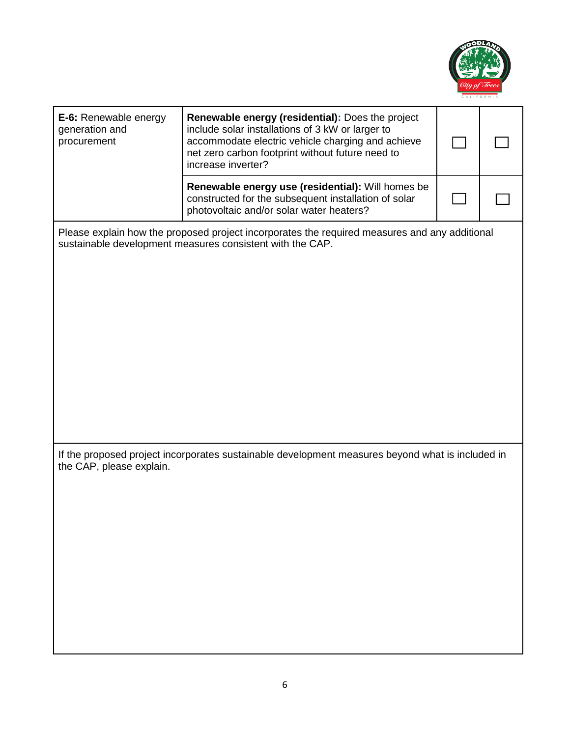| | | | |
|---|---|---|---|
| **E-6:** Renewable energy generation and procurement | **Renewable energy (residential):** Does the project include solar installations of 3 kW or larger to accommodate electric vehicle charging and achieve net zero carbon footprint without future need to increase inverter? | ☐ | ☐ |
| | **Renewable energy use (residential):** Will homes be constructed for the subsequent installation of solar photovoltaic and/or solar water heaters? | ☐ | ☐ |

Please explain how the proposed project incorporates the required measures and any additional sustainable development measures consistent with the CAP.

If the proposed project incorporates sustainable development measures beyond what is included in the CAP, please explain.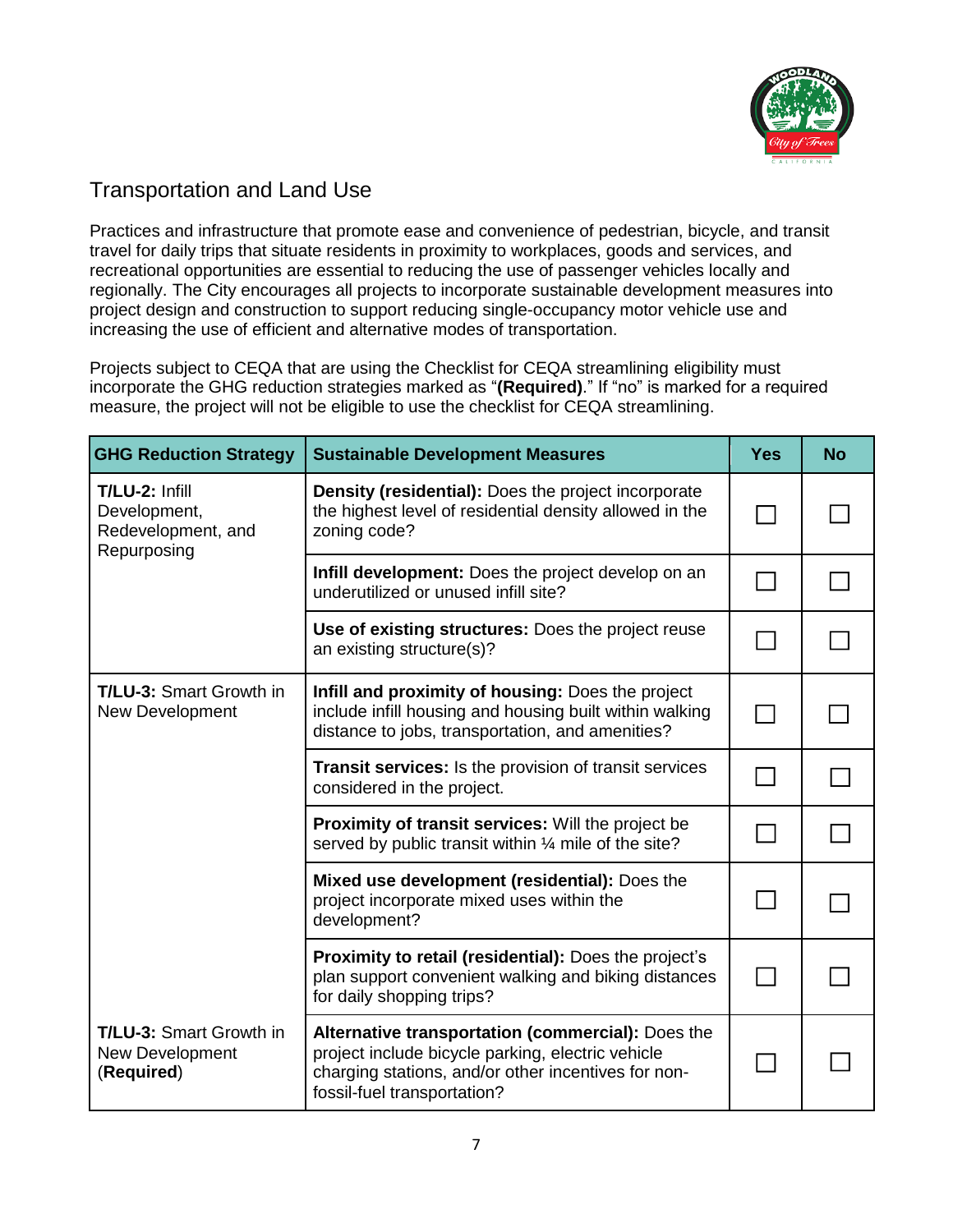## Transportation and Land Use

Practices and infrastructure that promote ease and convenience of pedestrian, bicycle, and transit travel for daily trips that situate residents in proximity to workplaces, goods and services, and recreational opportunities are essential to reducing the use of passenger vehicles locally and regionally. The City encourages all projects to incorporate sustainable development measures into project design and construction to support reducing single-occupancy motor vehicle use and increasing the use of efficient and alternative modes of transportation.

Projects subject to CEQA that are using the Checklist for CEQA streamlining eligibility must incorporate the GHG reduction strategies marked as "**(Required)**." If "no" is marked for a required measure, the project will not be eligible to use the checklist for CEQA streamlining.

| GHG Reduction Strategy | Sustainable Development Measures | Yes | No |
|---|---|---|---|
| **T/LU-2:** Infill Development, Redevelopment, and Repurposing | **Density (residential):** Does the project incorporate the highest level of residential density allowed in the zoning code? | ☐ | ☐ |
| | **Infill development:** Does the project develop on an underutilized or unused infill site? | ☐ | ☐ |
| | **Use of existing structures:** Does the project reuse an existing structure(s)? | ☐ | ☐ |
| **T/LU-3:** Smart Growth in New Development | **Infill and proximity of housing:** Does the project include infill housing and housing built within walking distance to jobs, transportation, and amenities? | ☐ | ☐ |
| | **Transit services:** Is the provision of transit services considered in the project. | ☐ | ☐ |
| | **Proximity of transit services:** Will the project be served by public transit within ¼ mile of the site? | ☐ | ☐ |
| | **Mixed use development (residential):** Does the project incorporate mixed uses within the development? | ☐ | ☐ |
| | **Proximity to retail (residential):** Does the project's plan support convenient walking and biking distances for daily shopping trips? | ☐ | ☐ |
| **T/LU-3:** Smart Growth in New Development (**Required**) | **Alternative transportation (commercial):** Does the project include bicycle parking, electric vehicle charging stations, and/or other incentives for non-fossil-fuel transportation? | ☐ | ☐ |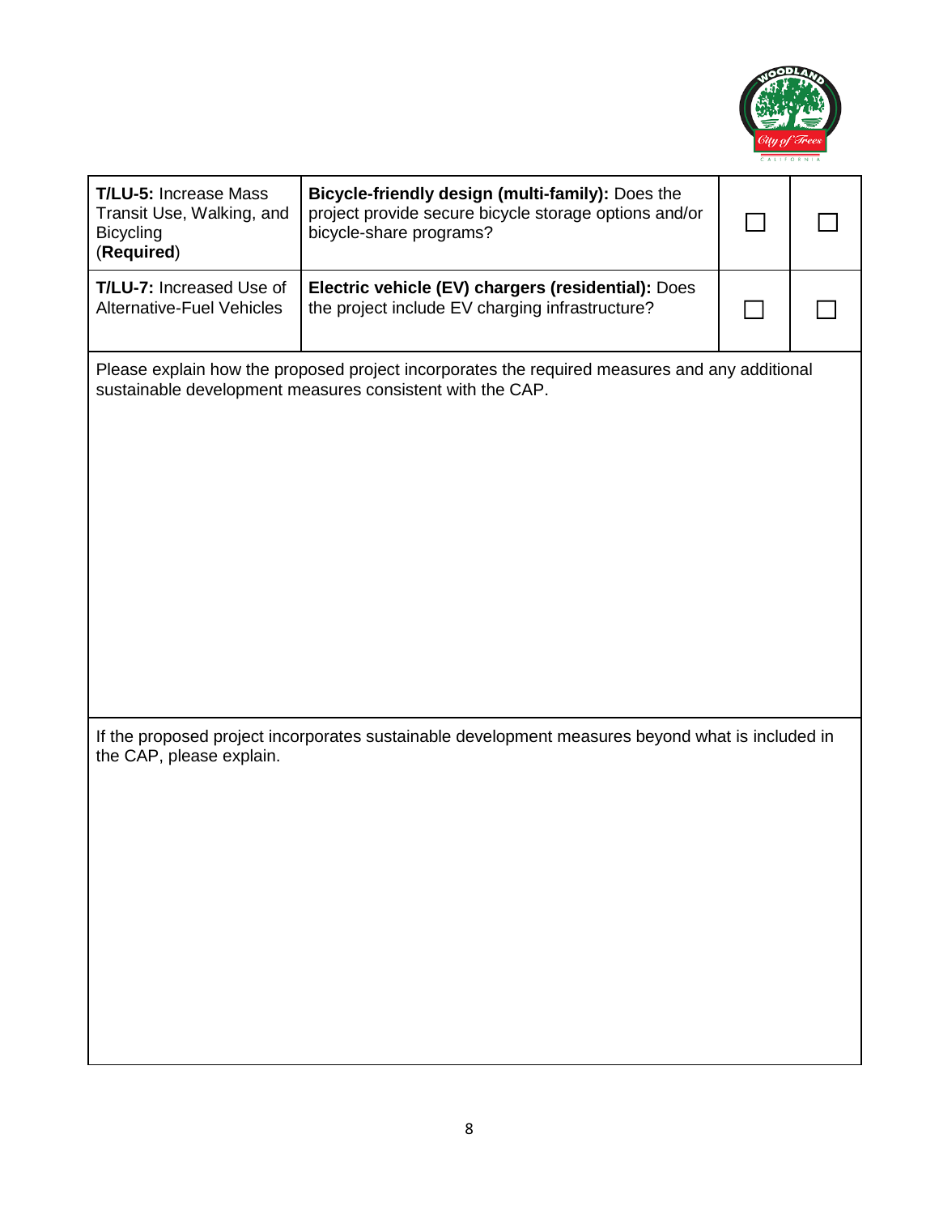| | | | |
|---|---|---|---|
| **T/LU-5:** Increase Mass Transit Use, Walking, and Bicycling (**Required**) | **Bicycle-friendly design (multi-family):** Does the project provide secure bicycle storage options and/or bicycle-share programs? | ☐ | ☐ |
| **T/LU-7:** Increased Use of Alternative-Fuel Vehicles | **Electric vehicle (EV) chargers (residential):** Does the project include EV charging infrastructure? | ☐ | ☐ |

Please explain how the proposed project incorporates the required measures and any additional sustainable development measures consistent with the CAP.

If the proposed project incorporates sustainable development measures beyond what is included in the CAP, please explain.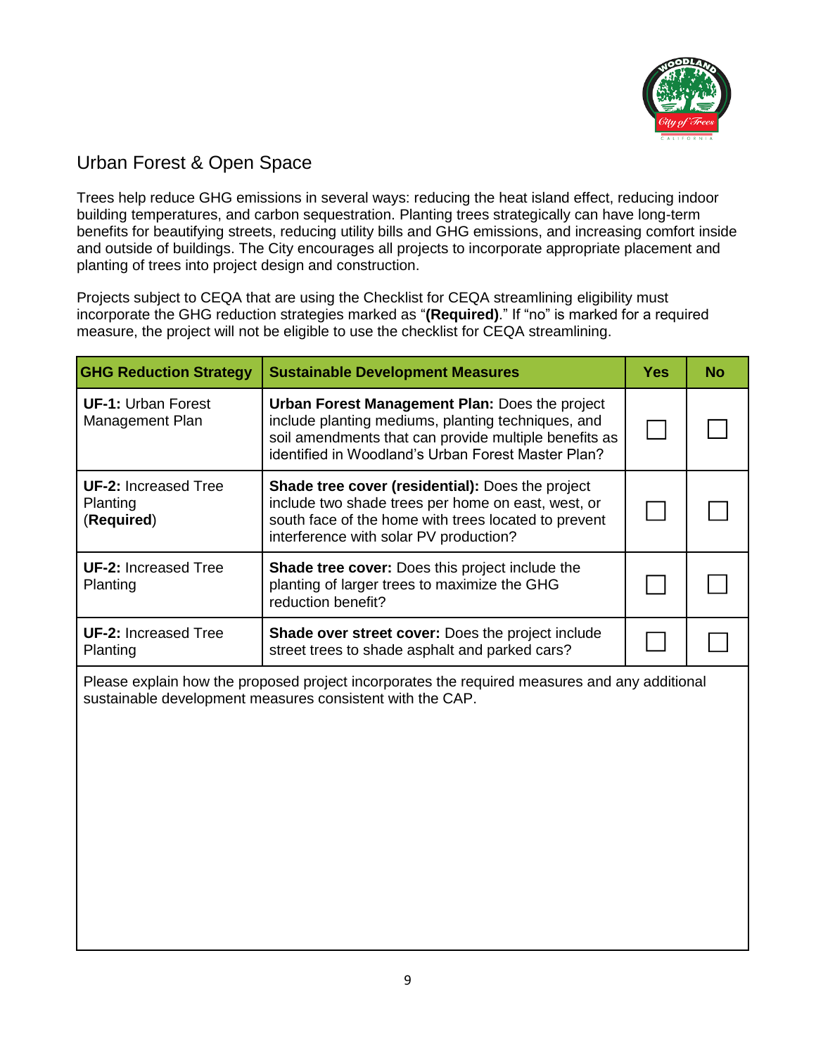## Urban Forest & Open Space

Trees help reduce GHG emissions in several ways: reducing the heat island effect, reducing indoor building temperatures, and carbon sequestration. Planting trees strategically can have long-term benefits for beautifying streets, reducing utility bills and GHG emissions, and increasing comfort inside and outside of buildings. The City encourages all projects to incorporate appropriate placement and planting of trees into project design and construction.

Projects subject to CEQA that are using the Checklist for CEQA streamlining eligibility must incorporate the GHG reduction strategies marked as "**(Required)**." If "no" is marked for a required measure, the project will not be eligible to use the checklist for CEQA streamlining.

| GHG Reduction Strategy | Sustainable Development Measures | Yes | No |
|---|---|---|---|
| **UF-1:** Urban Forest Management Plan | **Urban Forest Management Plan:** Does the project include planting mediums, planting techniques, and soil amendments that can provide multiple benefits as identified in Woodland's Urban Forest Master Plan? | ☐ | ☐ |
| **UF-2:** Increased Tree Planting (**Required**) | **Shade tree cover (residential):** Does the project include two shade trees per home on east, west, or south face of the home with trees located to prevent interference with solar PV production? | ☐ | ☐ |
| **UF-2:** Increased Tree Planting | **Shade tree cover:** Does this project include the planting of larger trees to maximize the GHG reduction benefit? | ☐ | ☐ |
| **UF-2:** Increased Tree Planting | **Shade over street cover:** Does the project include street trees to shade asphalt and parked cars? | ☐ | ☐ |

Please explain how the proposed project incorporates the required measures and any additional sustainable development measures consistent with the CAP.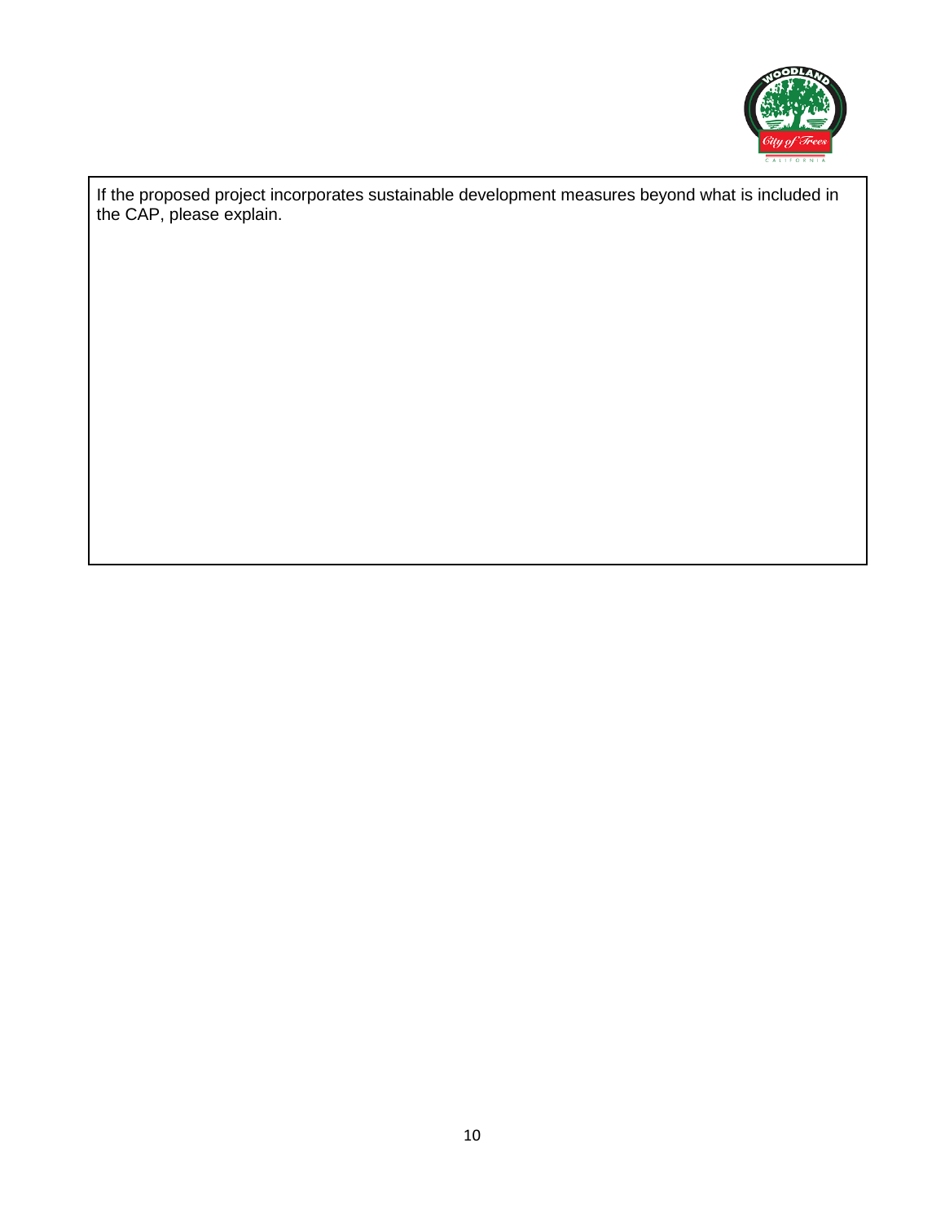If the proposed project incorporates sustainable development measures beyond what is included in the CAP, please explain.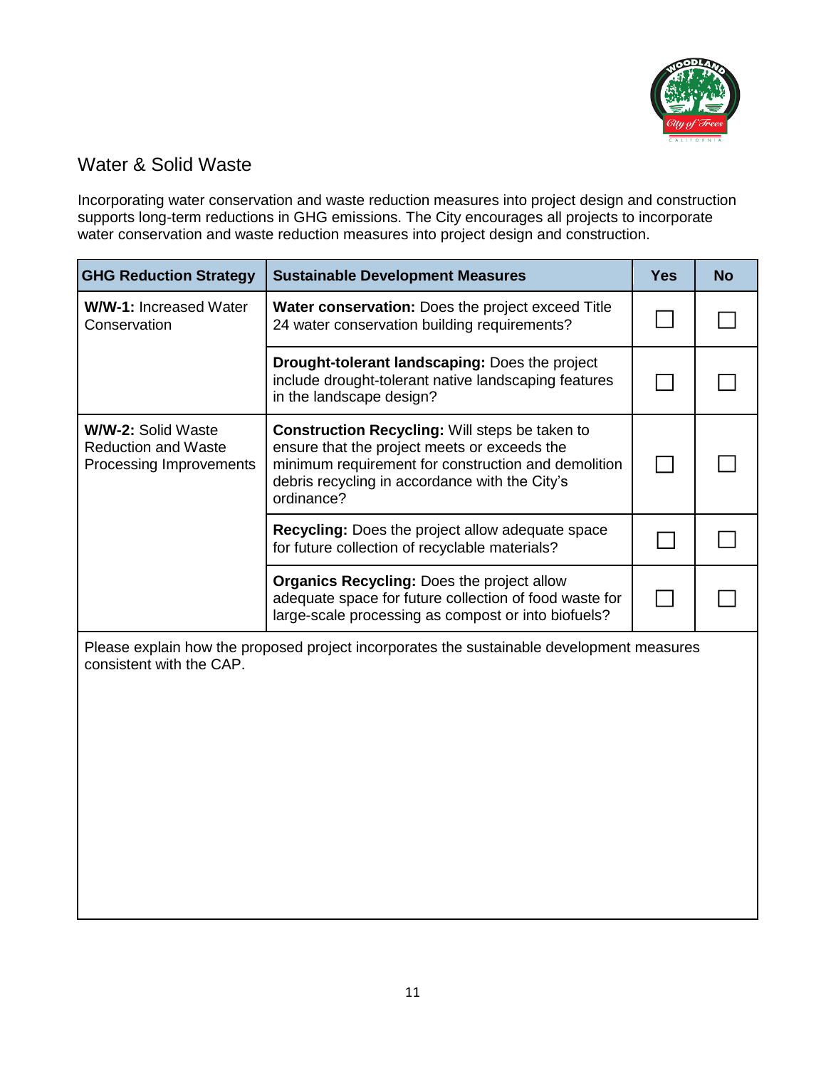## Water & Solid Waste

Incorporating water conservation and waste reduction measures into project design and construction supports long-term reductions in GHG emissions. The City encourages all projects to incorporate water conservation and waste reduction measures into project design and construction.

| GHG Reduction Strategy | Sustainable Development Measures | Yes | No |
|---|---|---|---|
| **W/W-1:** Increased Water Conservation | **Water conservation:** Does the project exceed Title 24 water conservation building requirements? | ☐ | ☐ |
| | **Drought-tolerant landscaping:** Does the project include drought-tolerant native landscaping features in the landscape design? | ☐ | ☐ |
| **W/W-2:** Solid Waste Reduction and Waste Processing Improvements | **Construction Recycling:** Will steps be taken to ensure that the project meets or exceeds the minimum requirement for construction and demolition debris recycling in accordance with the City's ordinance? | ☐ | ☐ |
| | **Recycling:** Does the project allow adequate space for future collection of recyclable materials? | ☐ | ☐ |
| | **Organics Recycling:** Does the project allow adequate space for future collection of food waste for large-scale processing as compost or into biofuels? | ☐ | ☐ |

Please explain how the proposed project incorporates the sustainable development measures consistent with the CAP.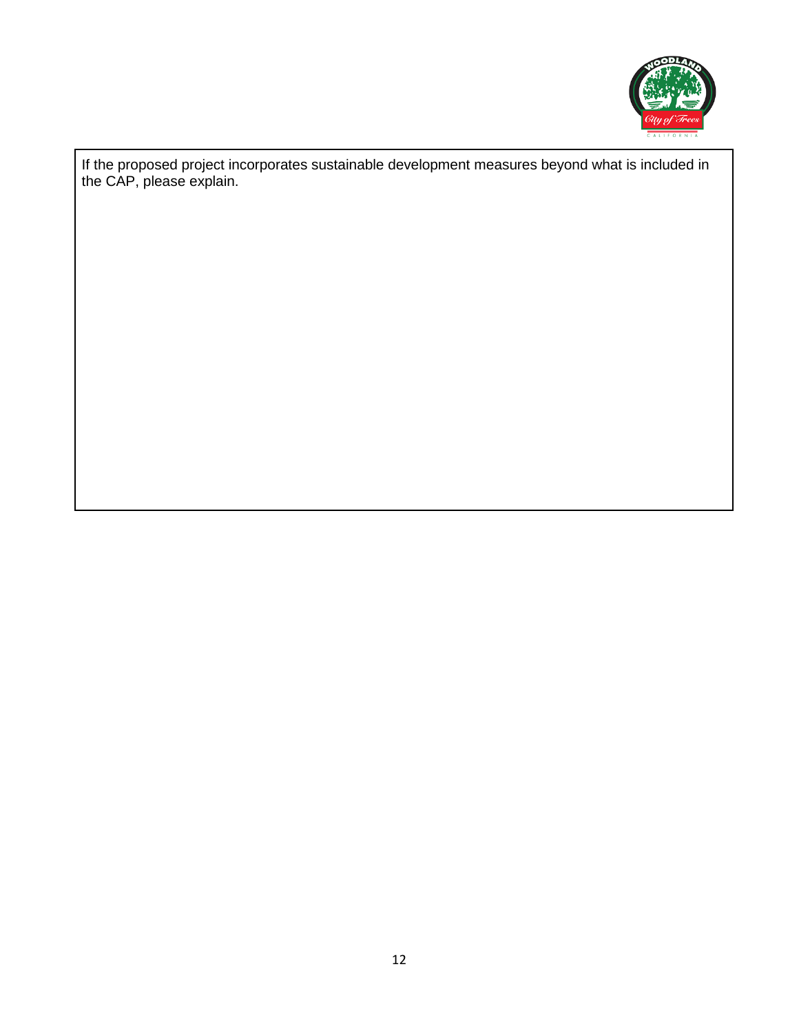If the proposed project incorporates sustainable development measures beyond what is included in the CAP, please explain.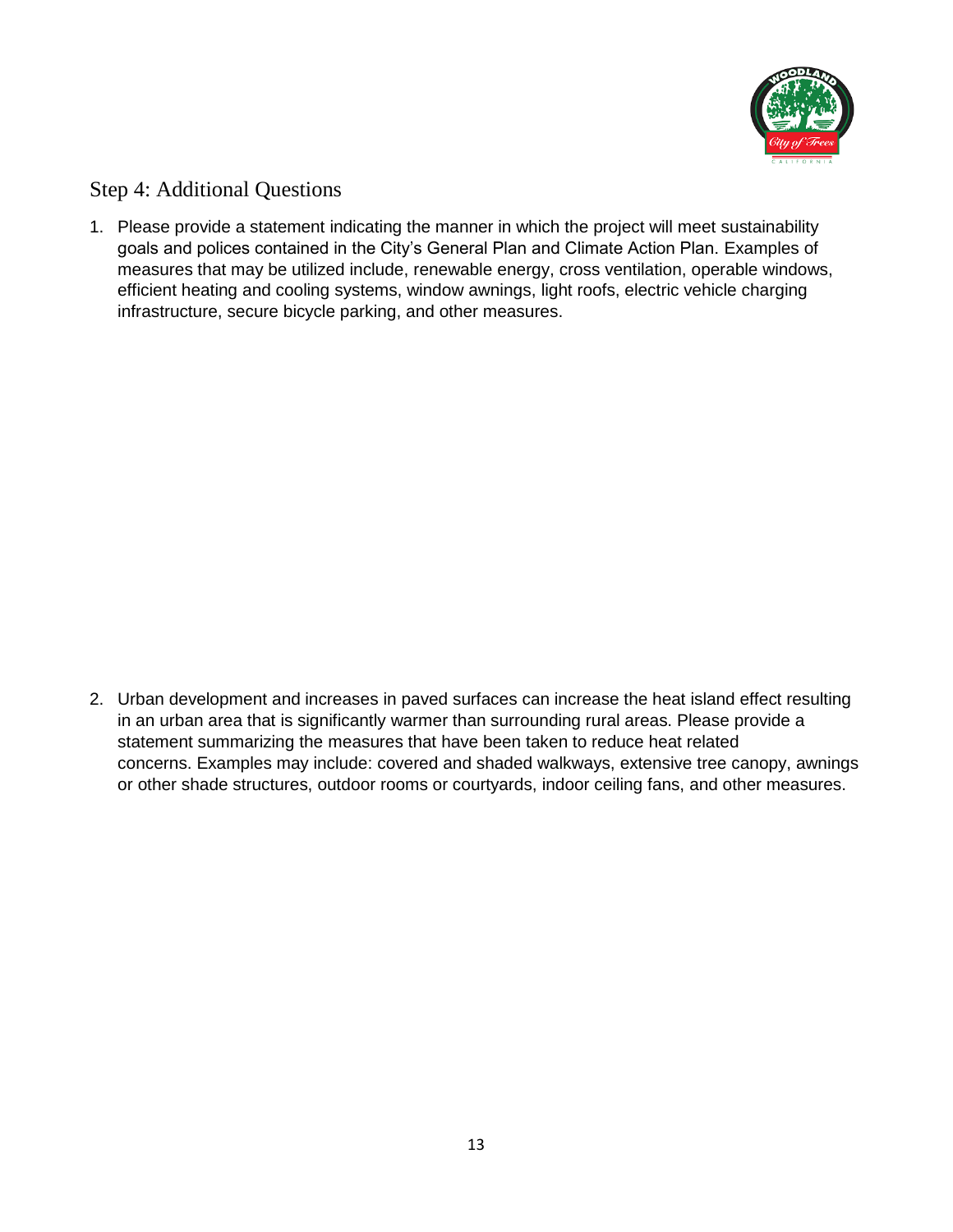## Step 4: Additional Questions

1. Please provide a statement indicating the manner in which the project will meet sustainability goals and polices contained in the City's General Plan and Climate Action Plan. Examples of measures that may be utilized include, renewable energy, cross ventilation, operable windows, efficient heating and cooling systems, window awnings, light roofs, electric vehicle charging infrastructure, secure bicycle parking, and other measures.

2. Urban development and increases in paved surfaces can increase the heat island effect resulting in an urban area that is significantly warmer than surrounding rural areas. Please provide a statement summarizing the measures that have been taken to reduce heat related concerns. Examples may include: covered and shaded walkways, extensive tree canopy, awnings or other shade structures, outdoor rooms or courtyards, indoor ceiling fans, and other measures.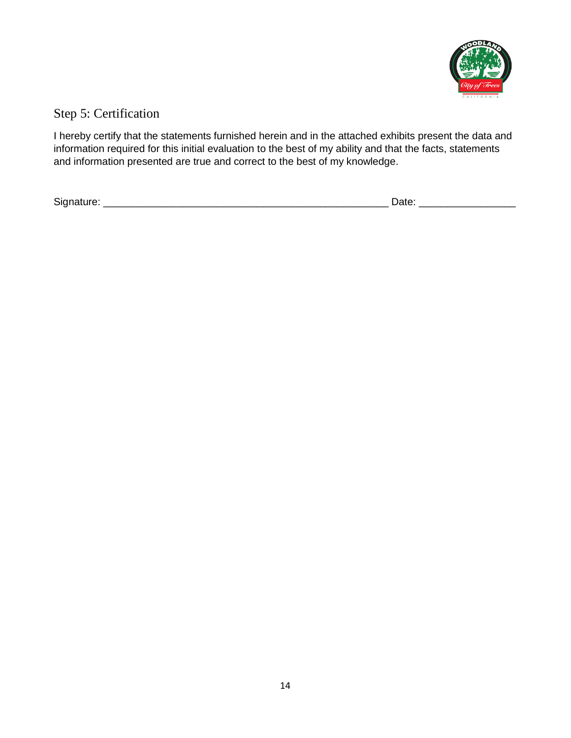## Step 5: Certification

I hereby certify that the statements furnished herein and in the attached exhibits present the data and information required for this initial evaluation to the best of my ability and that the facts, statements and information presented are true and correct to the best of my knowledge.

Signature: ____________________________________________________ Date: _________________